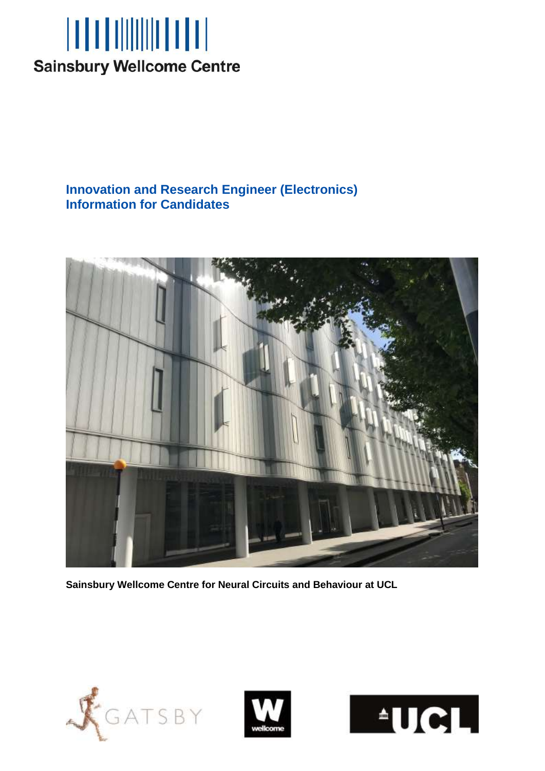Sainsbury Wellcome Centre

# Innovation and Research Engineer (Electronics)
# Information for Candidates

Sainsbury Wellcome Centre for Neural Circuits and Behaviour at UCL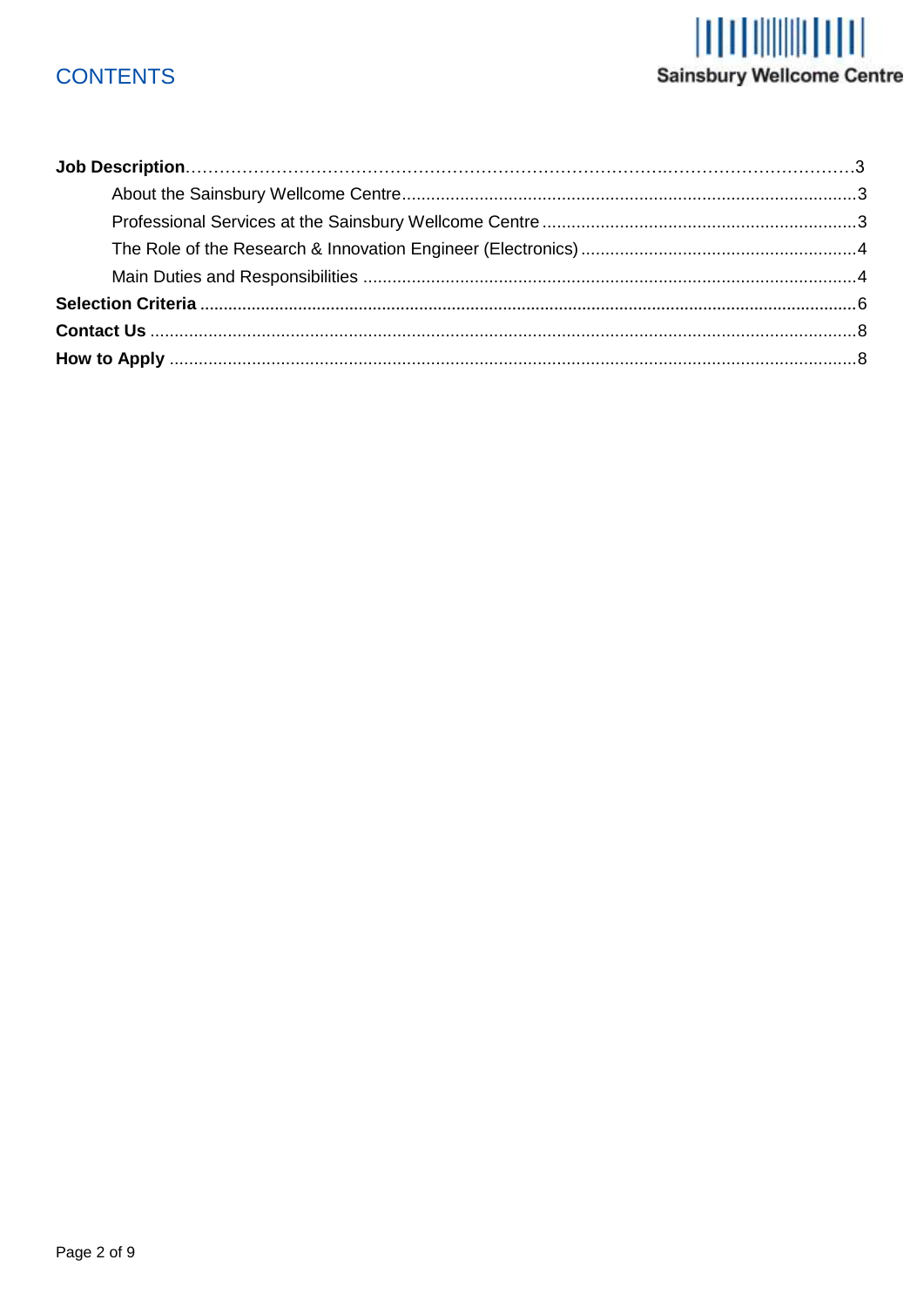# CONTENTS

**Job Description**……………………………………………………………………………………………………3

- About the Sainsbury Wellcome Centre .............................................................................................3
- Professional Services at the Sainsbury Wellcome Centre ................................................................3
- The Role of the Research & Innovation Engineer (Electronics) ........................................................4
- Main Duties and Responsibilities .....................................................................................................4

**Selection Criteria** .........................................................................................................................................6

**Contact Us** .................................................................................................................................................8

**How to Apply** .............................................................................................................................................8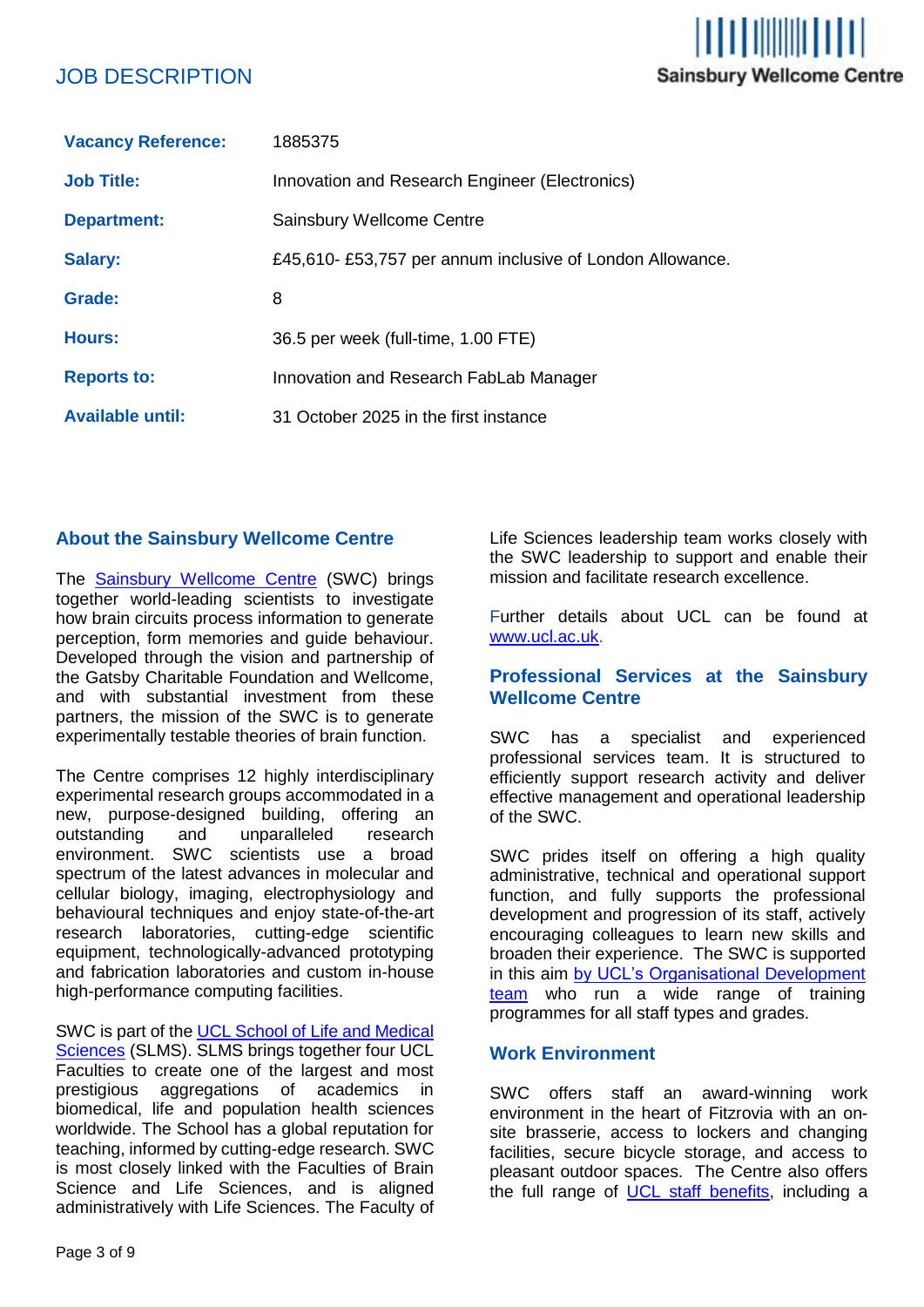# JOB DESCRIPTION

| | |
|---|---|
| **Vacancy Reference:** | 1885375 |
| **Job Title:** | Innovation and Research Engineer (Electronics) |
| **Department:** | Sainsbury Wellcome Centre |
| **Salary:** | £45,610- £53,757 per annum inclusive of London Allowance. |
| **Grade:** | 8 |
| **Hours:** | 36.5 per week (full-time, 1.00 FTE) |
| **Reports to:** | Innovation and Research FabLab Manager |
| **Available until:** | 31 October 2025 in the first instance |

## About the Sainsbury Wellcome Centre

The Sainsbury Wellcome Centre (SWC) brings together world-leading scientists to investigate how brain circuits process information to generate perception, form memories and guide behaviour. Developed through the vision and partnership of the Gatsby Charitable Foundation and Wellcome, and with substantial investment from these partners, the mission of the SWC is to generate experimentally testable theories of brain function.

The Centre comprises 12 highly interdisciplinary experimental research groups accommodated in a new, purpose-designed building, offering an outstanding and unparalleled research environment. SWC scientists use a broad spectrum of the latest advances in molecular and cellular biology, imaging, electrophysiology and behavioural techniques and enjoy state-of-the-art research laboratories, cutting-edge scientific equipment, technologically-advanced prototyping and fabrication laboratories and custom in-house high-performance computing facilities.

SWC is part of the UCL School of Life and Medical Sciences (SLMS). SLMS brings together four UCL Faculties to create one of the largest and most prestigious aggregations of academics in biomedical, life and population health sciences worldwide. The School has a global reputation for teaching, informed by cutting-edge research. SWC is most closely linked with the Faculties of Brain Science and Life Sciences, and is aligned administratively with Life Sciences. The Faculty of Life Sciences leadership team works closely with the SWC leadership to support and enable their mission and facilitate research excellence.

Further details about UCL can be found at www.ucl.ac.uk.

## Professional Services at the Sainsbury Wellcome Centre

SWC has a specialist and experienced professional services team. It is structured to efficiently support research activity and deliver effective management and operational leadership of the SWC.

SWC prides itself on offering a high quality administrative, technical and operational support function, and fully supports the professional development and progression of its staff, actively encouraging colleagues to learn new skills and broaden their experience. The SWC is supported in this aim by UCL's Organisational Development team who run a wide range of training programmes for all staff types and grades.

## Work Environment

SWC offers staff an award-winning work environment in the heart of Fitzrovia with an on-site brasserie, access to lockers and changing facilities, secure bicycle storage, and access to pleasant outdoor spaces. The Centre also offers the full range of UCL staff benefits, including a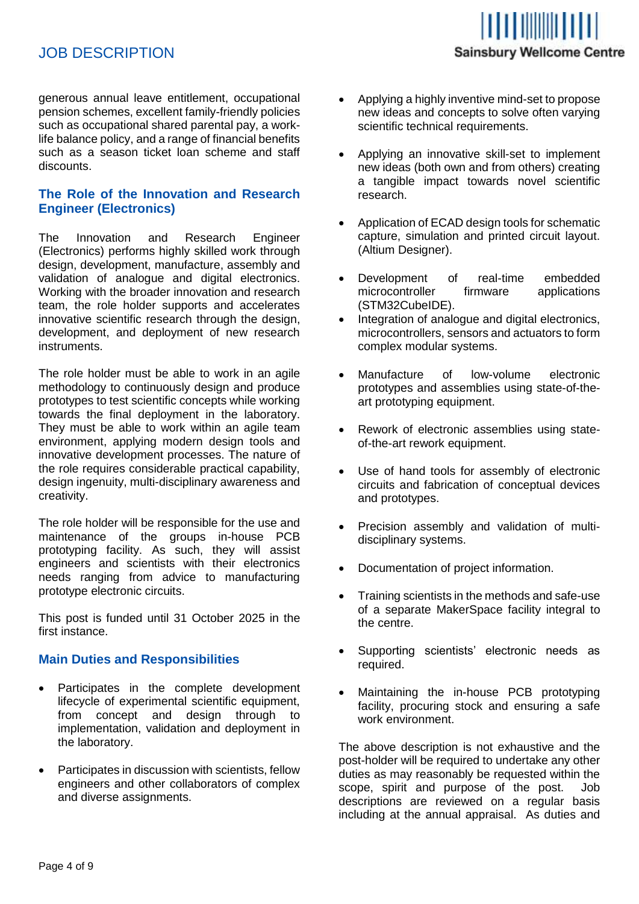generous annual leave entitlement, occupational pension schemes, excellent family-friendly policies such as occupational shared parental pay, a work-life balance policy, and a range of financial benefits such as a season ticket loan scheme and staff discounts.

## The Role of the Innovation and Research Engineer (Electronics)

The Innovation and Research Engineer (Electronics) performs highly skilled work through design, development, manufacture, assembly and validation of analogue and digital electronics. Working with the broader innovation and research team, the role holder supports and accelerates innovative scientific research through the design, development, and deployment of new research instruments.

The role holder must be able to work in an agile methodology to continuously design and produce prototypes to test scientific concepts while working towards the final deployment in the laboratory. They must be able to work within an agile team environment, applying modern design tools and innovative development processes. The nature of the role requires considerable practical capability, design ingenuity, multi-disciplinary awareness and creativity.

The role holder will be responsible for the use and maintenance of the groups in-house PCB prototyping facility. As such, they will assist engineers and scientists with their electronics needs ranging from advice to manufacturing prototype electronic circuits.

This post is funded until 31 October 2025 in the first instance.

## Main Duties and Responsibilities

- Participates in the complete development lifecycle of experimental scientific equipment, from concept and design through to implementation, validation and deployment in the laboratory.
- Participates in discussion with scientists, fellow engineers and other collaborators of complex and diverse assignments.
- Applying a highly inventive mind-set to propose new ideas and concepts to solve often varying scientific technical requirements.
- Applying an innovative skill-set to implement new ideas (both own and from others) creating a tangible impact towards novel scientific research.
- Application of ECAD design tools for schematic capture, simulation and printed circuit layout. (Altium Designer).
- Development of real-time embedded microcontroller firmware applications (STM32CubeIDE).
- Integration of analogue and digital electronics, microcontrollers, sensors and actuators to form complex modular systems.
- Manufacture of low-volume electronic prototypes and assemblies using state-of-the-art prototyping equipment.
- Rework of electronic assemblies using state-of-the-art rework equipment.
- Use of hand tools for assembly of electronic circuits and fabrication of conceptual devices and prototypes.
- Precision assembly and validation of multi-disciplinary systems.
- Documentation of project information.
- Training scientists in the methods and safe-use of a separate MakerSpace facility integral to the centre.
- Supporting scientists' electronic needs as required.
- Maintaining the in-house PCB prototyping facility, procuring stock and ensuring a safe work environment.

The above description is not exhaustive and the post-holder will be required to undertake any other duties as may reasonably be requested within the scope, spirit and purpose of the post. Job descriptions are reviewed on a regular basis including at the annual appraisal. As duties and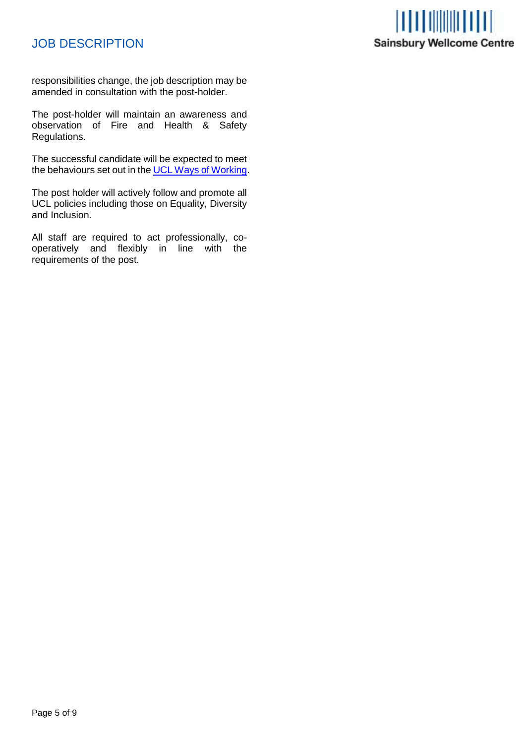responsibilities change, the job description may be amended in consultation with the post-holder.

The post-holder will maintain an awareness and observation of Fire and Health & Safety Regulations.

The successful candidate will be expected to meet the behaviours set out in the UCL Ways of Working.

The post holder will actively follow and promote all UCL policies including those on Equality, Diversity and Inclusion.

All staff are required to act professionally, co-operatively and flexibly in line with the requirements of the post.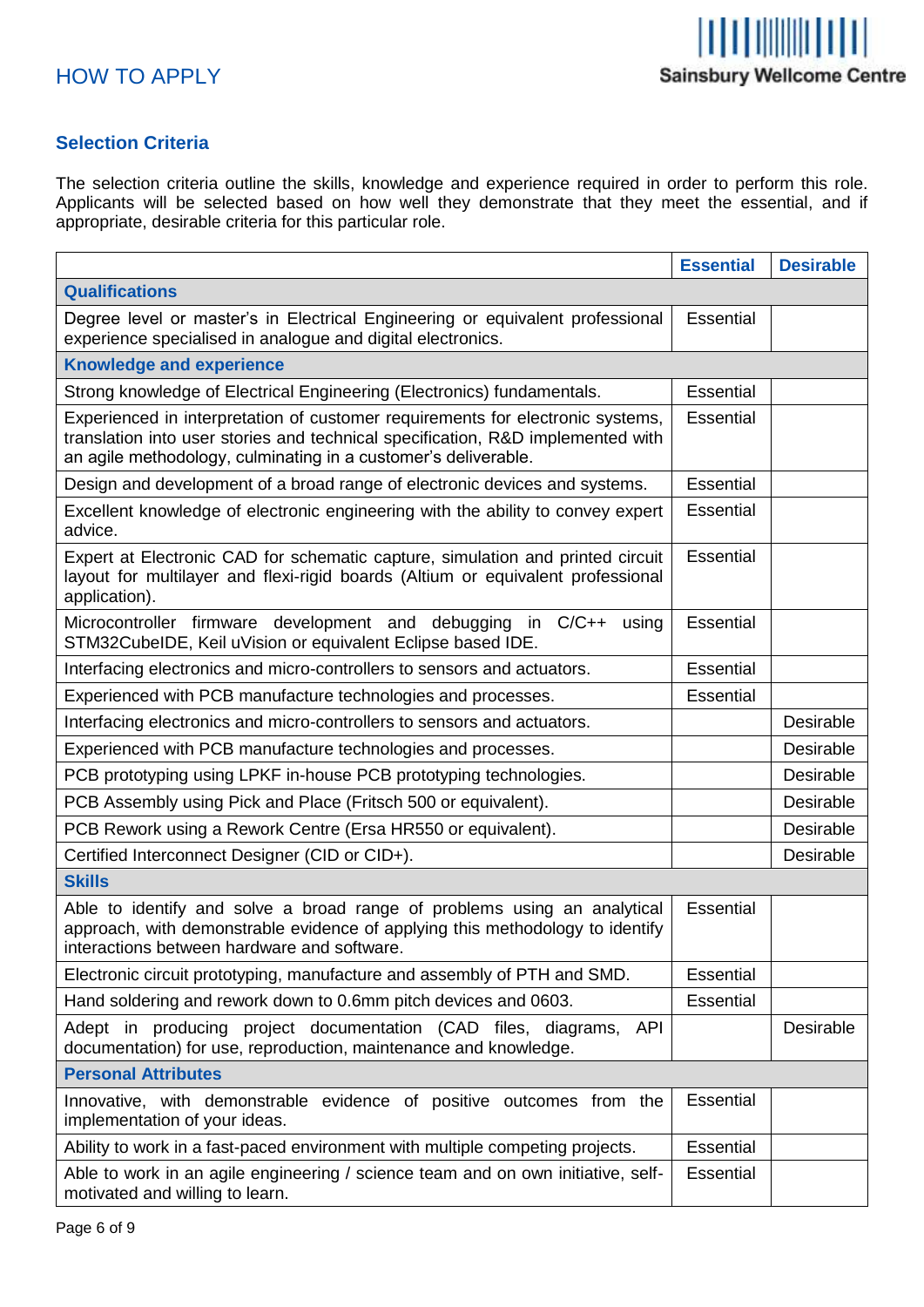# HOW TO APPLY

## Selection Criteria

The selection criteria outline the skills, knowledge and experience required in order to perform this role. Applicants will be selected based on how well they demonstrate that they meet the essential, and if appropriate, desirable criteria for this particular role.

| | Essential | Desirable |
|---|---|---|
| **Qualifications** | | |
| Degree level or master's in Electrical Engineering or equivalent professional experience specialised in analogue and digital electronics. | Essential | |
| **Knowledge and experience** | | |
| Strong knowledge of Electrical Engineering (Electronics) fundamentals. | Essential | |
| Experienced in interpretation of customer requirements for electronic systems, translation into user stories and technical specification, R&D implemented with an agile methodology, culminating in a customer's deliverable. | Essential | |
| Design and development of a broad range of electronic devices and systems. | Essential | |
| Excellent knowledge of electronic engineering with the ability to convey expert advice. | Essential | |
| Expert at Electronic CAD for schematic capture, simulation and printed circuit layout for multilayer and flexi-rigid boards (Altium or equivalent professional application). | Essential | |
| Microcontroller firmware development and debugging in C/C++ using STM32CubeIDE, Keil uVision or equivalent Eclipse based IDE. | Essential | |
| Interfacing electronics and micro-controllers to sensors and actuators. | Essential | |
| Experienced with PCB manufacture technologies and processes. | Essential | |
| Interfacing electronics and micro-controllers to sensors and actuators. | | Desirable |
| Experienced with PCB manufacture technologies and processes. | | Desirable |
| PCB prototyping using LPKF in-house PCB prototyping technologies. | | Desirable |
| PCB Assembly using Pick and Place (Fritsch 500 or equivalent). | | Desirable |
| PCB Rework using a Rework Centre (Ersa HR550 or equivalent). | | Desirable |
| Certified Interconnect Designer (CID or CID+). | | Desirable |
| **Skills** | | |
| Able to identify and solve a broad range of problems using an analytical approach, with demonstrable evidence of applying this methodology to identify interactions between hardware and software. | Essential | |
| Electronic circuit prototyping, manufacture and assembly of PTH and SMD. | Essential | |
| Hand soldering and rework down to 0.6mm pitch devices and 0603. | Essential | |
| Adept in producing project documentation (CAD files, diagrams, API documentation) for use, reproduction, maintenance and knowledge. | | Desirable |
| **Personal Attributes** | | |
| Innovative, with demonstrable evidence of positive outcomes from the implementation of your ideas. | Essential | |
| Ability to work in a fast-paced environment with multiple competing projects. | Essential | |
| Able to work in an agile engineering / science team and on own initiative, self-motivated and willing to learn. | Essential | |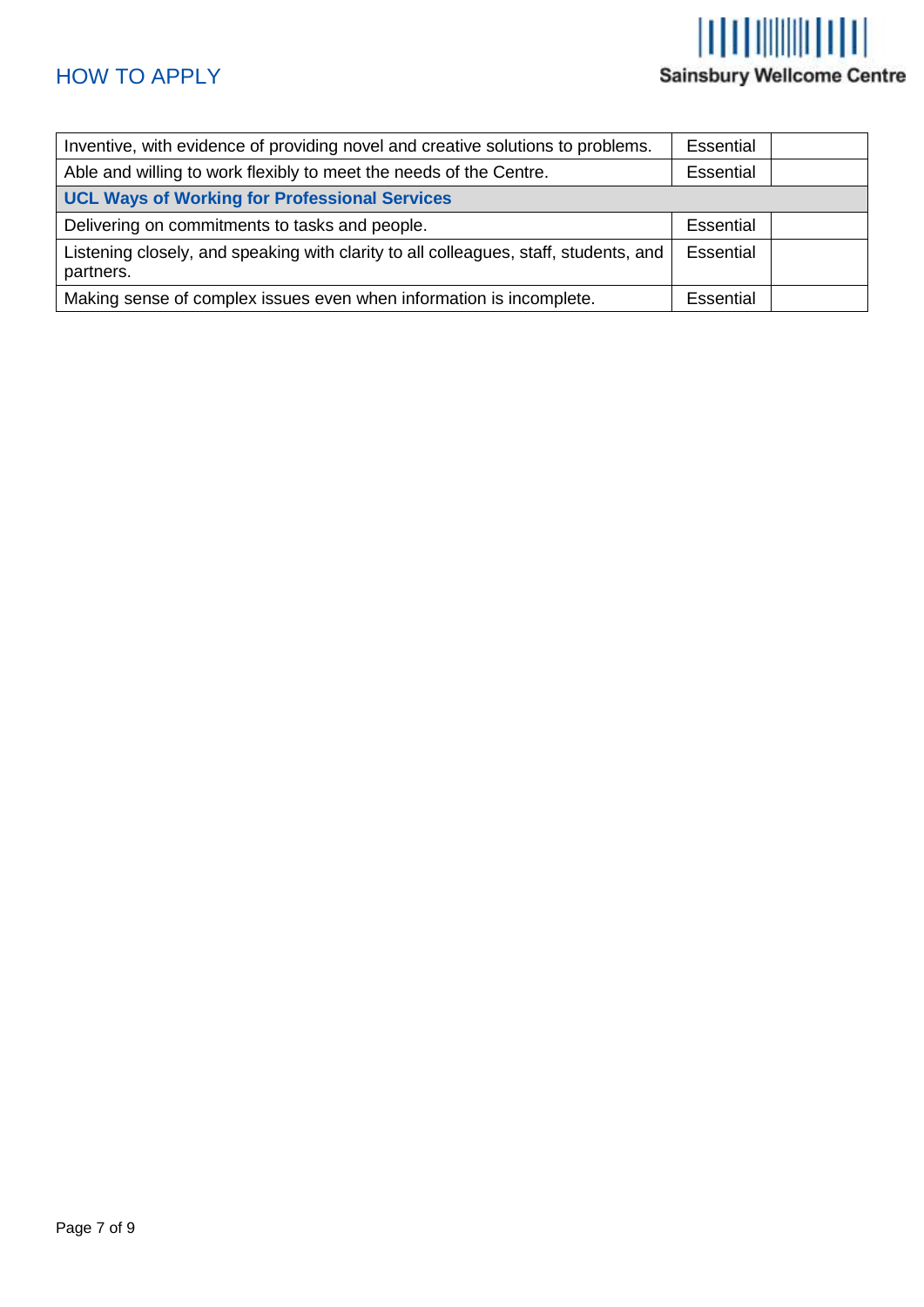| | | |
|---|---|---|
| Inventive, with evidence of providing novel and creative solutions to problems. | Essential | |
| Able and willing to work flexibly to meet the needs of the Centre. | Essential | |
| **UCL Ways of Working for Professional Services** | | |
| Delivering on commitments to tasks and people. | Essential | |
| Listening closely, and speaking with clarity to all colleagues, staff, students, and partners. | Essential | |
| Making sense of complex issues even when information is incomplete. | Essential | |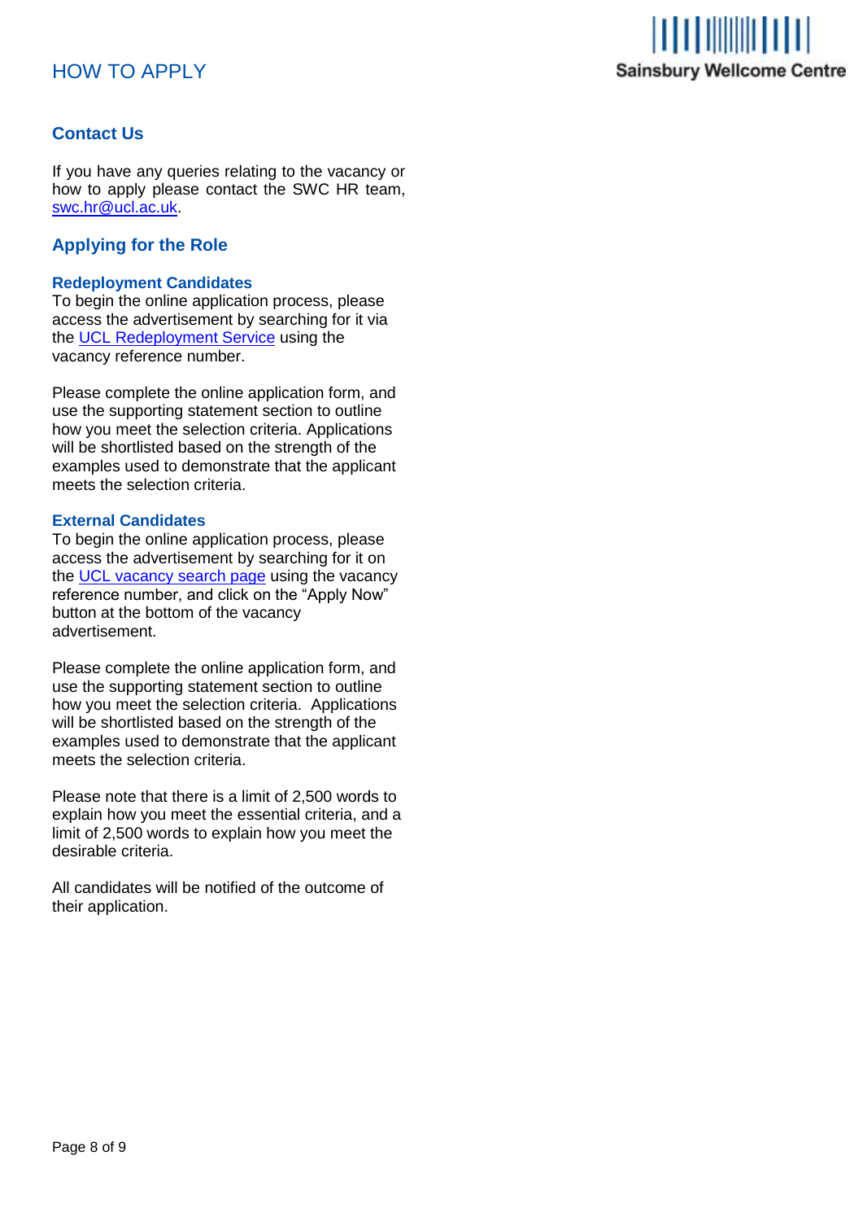# HOW TO APPLY

## Contact Us

If you have any queries relating to the vacancy or how to apply please contact the SWC HR team, swc.hr@ucl.ac.uk.

## Applying for the Role

### Redeployment Candidates

To begin the online application process, please access the advertisement by searching for it via the UCL Redeployment Service using the vacancy reference number.

Please complete the online application form, and use the supporting statement section to outline how you meet the selection criteria. Applications will be shortlisted based on the strength of the examples used to demonstrate that the applicant meets the selection criteria.

### External Candidates

To begin the online application process, please access the advertisement by searching for it on the UCL vacancy search page using the vacancy reference number, and click on the "Apply Now" button at the bottom of the vacancy advertisement.

Please complete the online application form, and use the supporting statement section to outline how you meet the selection criteria. Applications will be shortlisted based on the strength of the examples used to demonstrate that the applicant meets the selection criteria.

Please note that there is a limit of 2,500 words to explain how you meet the essential criteria, and a limit of 2,500 words to explain how you meet the desirable criteria.

All candidates will be notified of the outcome of their application.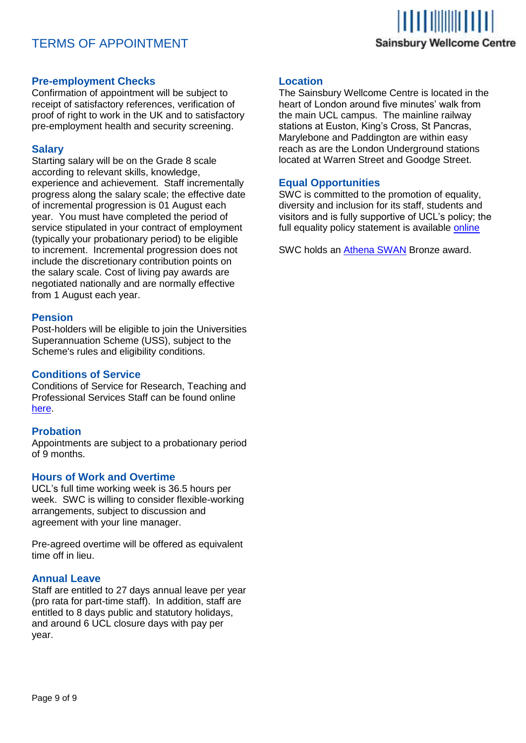# TERMS OF APPOINTMENT

### Pre-employment Checks

Confirmation of appointment will be subject to receipt of satisfactory references, verification of proof of right to work in the UK and to satisfactory pre-employment health and security screening.

### Salary

Starting salary will be on the Grade 8 scale according to relevant skills, knowledge, experience and achievement. Staff incrementally progress along the salary scale; the effective date of incremental progression is 01 August each year. You must have completed the period of service stipulated in your contract of employment (typically your probationary period) to be eligible to increment. Incremental progression does not include the discretionary contribution points on the salary scale. Cost of living pay awards are negotiated nationally and are normally effective from 1 August each year.

### Pension

Post-holders will be eligible to join the Universities Superannuation Scheme (USS), subject to the Scheme's rules and eligibility conditions.

### Conditions of Service

Conditions of Service for Research, Teaching and Professional Services Staff can be found online here.

### Probation

Appointments are subject to a probationary period of 9 months.

### Hours of Work and Overtime

UCL's full time working week is 36.5 hours per week. SWC is willing to consider flexible-working arrangements, subject to discussion and agreement with your line manager.

Pre-agreed overtime will be offered as equivalent time off in lieu.

### Annual Leave

Staff are entitled to 27 days annual leave per year (pro rata for part-time staff). In addition, staff are entitled to 8 days public and statutory holidays, and around 6 UCL closure days with pay per year.

### Location

The Sainsbury Wellcome Centre is located in the heart of London around five minutes' walk from the main UCL campus. The mainline railway stations at Euston, King's Cross, St Pancras, Marylebone and Paddington are within easy reach as are the London Underground stations located at Warren Street and Goodge Street.

### Equal Opportunities

SWC is committed to the promotion of equality, diversity and inclusion for its staff, students and visitors and is fully supportive of UCL's policy; the full equality policy statement is available online

SWC holds an Athena SWAN Bronze award.